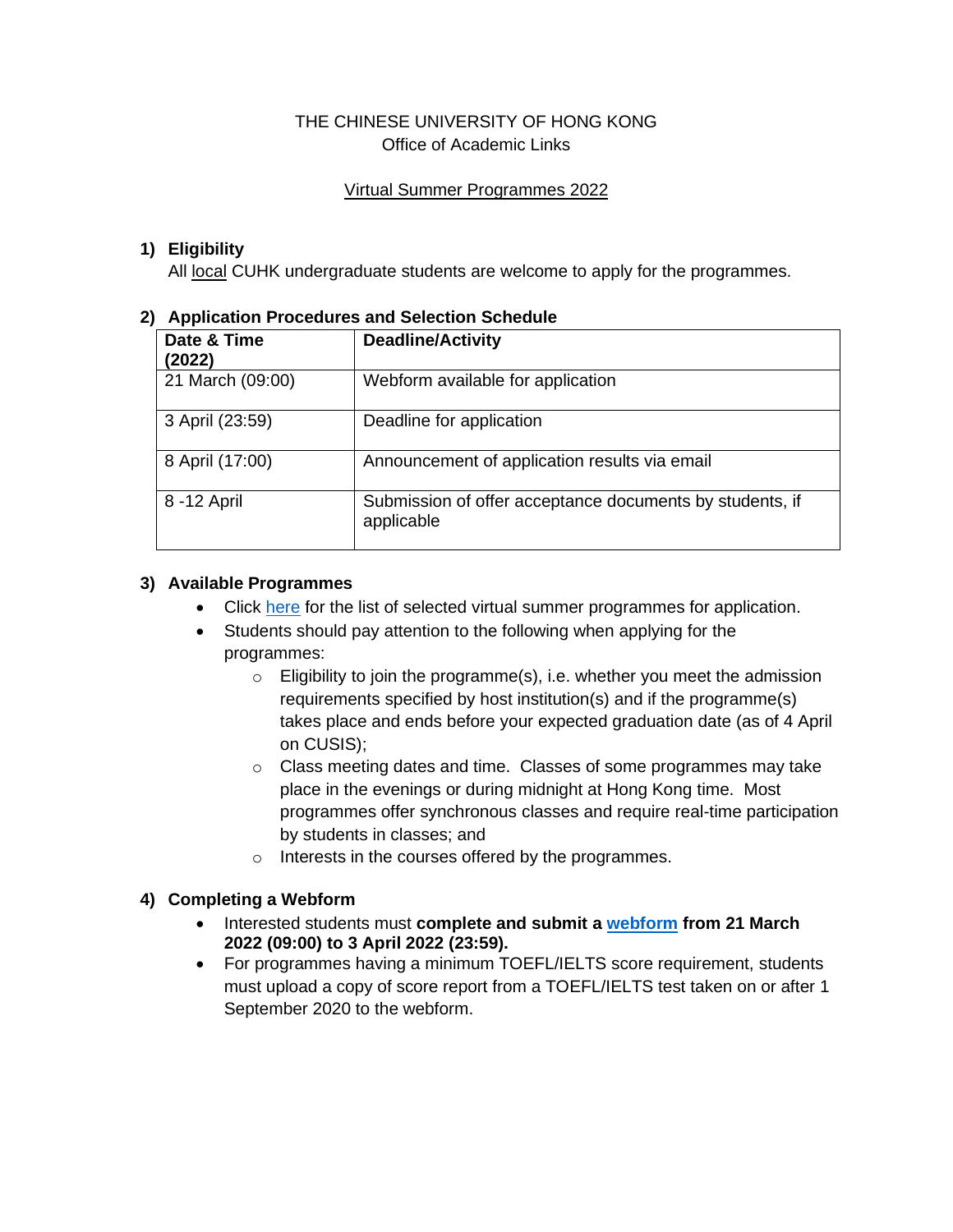THE CHINESE UNIVERSITY OF HONG KONG
Office of Academic Links

Virtual Summer Programmes 2022

## 1) Eligibility

All local CUHK undergraduate students are welcome to apply for the programmes.

## 2) Application Procedures and Selection Schedule

| **Date & Time (2022)** | **Deadline/Activity** |
|---|---|
| 21 March (09:00) | Webform available for application |
| 3 April (23:59) | Deadline for application |
| 8 April (17:00) | Announcement of application results via email |
| 8 -12 April | Submission of offer acceptance documents by students, if applicable |

## 3) Available Programmes

- Click here for the list of selected virtual summer programmes for application.
- Students should pay attention to the following when applying for the programmes:
  - Eligibility to join the programme(s), i.e. whether you meet the admission requirements specified by host institution(s) and if the programme(s) takes place and ends before your expected graduation date (as of 4 April on CUSIS);
  - Class meeting dates and time. Classes of some programmes may take place in the evenings or during midnight at Hong Kong time. Most programmes offer synchronous classes and require real-time participation by students in classes; and
  - Interests in the courses offered by the programmes.

## 4) Completing a Webform

- Interested students must **complete and submit a webform from 21 March 2022 (09:00) to 3 April 2022 (23:59).**
- For programmes having a minimum TOEFL/IELTS score requirement, students must upload a copy of score report from a TOEFL/IELTS test taken on or after 1 September 2020 to the webform.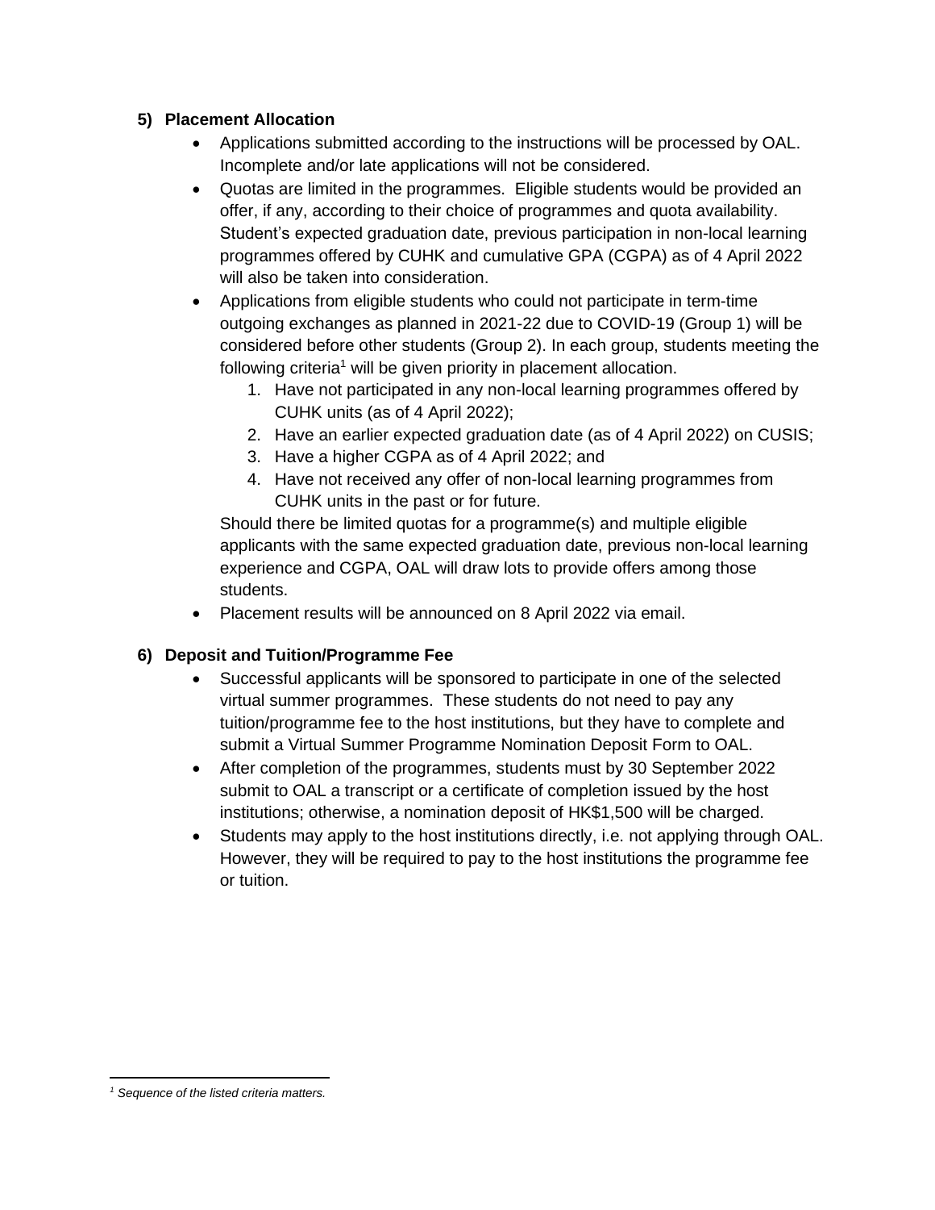## 5) Placement Allocation

- Applications submitted according to the instructions will be processed by OAL. Incomplete and/or late applications will not be considered.
- Quotas are limited in the programmes. Eligible students would be provided an offer, if any, according to their choice of programmes and quota availability. Student's expected graduation date, previous participation in non-local learning programmes offered by CUHK and cumulative GPA (CGPA) as of 4 April 2022 will also be taken into consideration.
- Applications from eligible students who could not participate in term-time outgoing exchanges as planned in 2021-22 due to COVID-19 (Group 1) will be considered before other students (Group 2). In each group, students meeting the following criteria[1] will be given priority in placement allocation.
    1. Have not participated in any non-local learning programmes offered by CUHK units (as of 4 April 2022);
    2. Have an earlier expected graduation date (as of 4 April 2022) on CUSIS;
    3. Have a higher CGPA as of 4 April 2022; and
    4. Have not received any offer of non-local learning programmes from CUHK units in the past or for future.

  Should there be limited quotas for a programme(s) and multiple eligible applicants with the same expected graduation date, previous non-local learning experience and CGPA, OAL will draw lots to provide offers among those students.
- Placement results will be announced on 8 April 2022 via email.

## 6) Deposit and Tuition/Programme Fee

- Successful applicants will be sponsored to participate in one of the selected virtual summer programmes. These students do not need to pay any tuition/programme fee to the host institutions, but they have to complete and submit a Virtual Summer Programme Nomination Deposit Form to OAL.
- After completion of the programmes, students must by 30 September 2022 submit to OAL a transcript or a certificate of completion issued by the host institutions; otherwise, a nomination deposit of HK$1,500 will be charged.
- Students may apply to the host institutions directly, i.e. not applying through OAL. However, they will be required to pay to the host institutions the programme fee or tuition.

---

*[1] Sequence of the listed criteria matters.*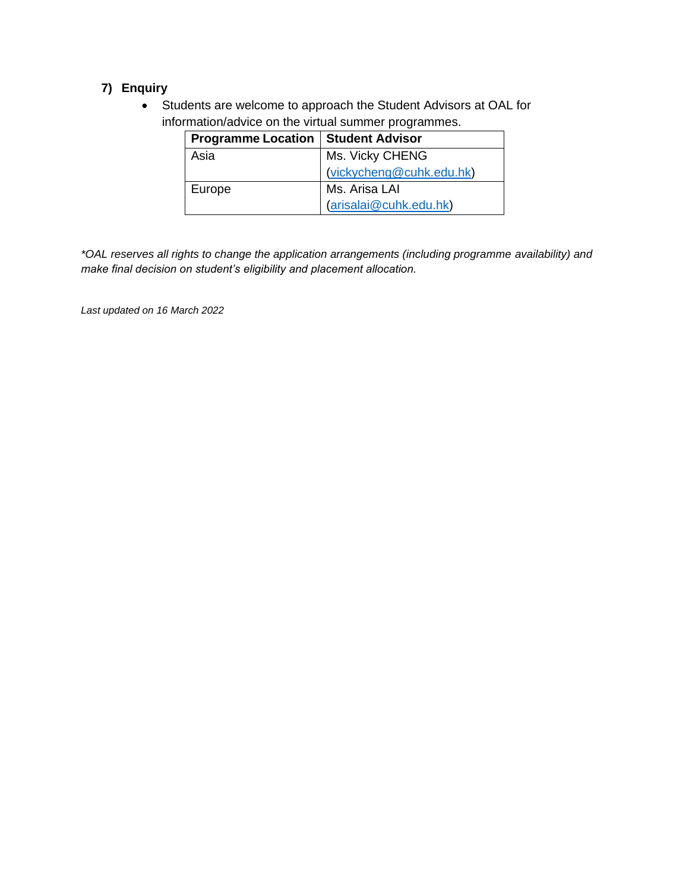## 7) Enquiry

- Students are welcome to approach the Student Advisors at OAL for information/advice on the virtual summer programmes.

| Programme Location | Student Advisor |
|---|---|
| Asia | Ms. Vicky CHENG (vickycheng@cuhk.edu.hk) |
| Europe | Ms. Arisa LAI (arisalai@cuhk.edu.hk) |

*\*OAL reserves all rights to change the application arrangements (including programme availability) and make final decision on student's eligibility and placement allocation.*

*Last updated on 16 March 2022*